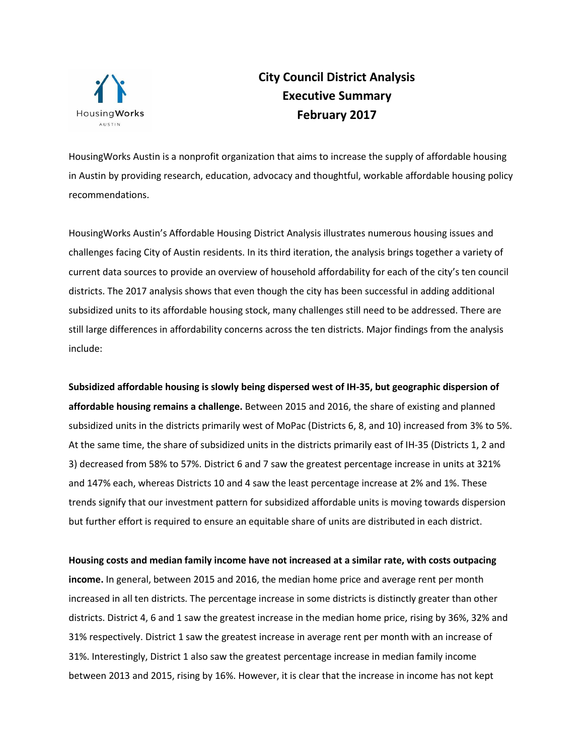# City Council District Analysis
# Executive Summary
# February 2017

HousingWorks Austin is a nonprofit organization that aims to increase the supply of affordable housing in Austin by providing research, education, advocacy and thoughtful, workable affordable housing policy recommendations.

HousingWorks Austin's Affordable Housing District Analysis illustrates numerous housing issues and challenges facing City of Austin residents. In its third iteration, the analysis brings together a variety of current data sources to provide an overview of household affordability for each of the city's ten council districts. The 2017 analysis shows that even though the city has been successful in adding additional subsidized units to its affordable housing stock, many challenges still need to be addressed. There are still large differences in affordability concerns across the ten districts. Major findings from the analysis include:

**Subsidized affordable housing is slowly being dispersed west of IH-35, but geographic dispersion of affordable housing remains a challenge.** Between 2015 and 2016, the share of existing and planned subsidized units in the districts primarily west of MoPac (Districts 6, 8, and 10) increased from 3% to 5%. At the same time, the share of subsidized units in the districts primarily east of IH-35 (Districts 1, 2 and 3) decreased from 58% to 57%. District 6 and 7 saw the greatest percentage increase in units at 321% and 147% each, whereas Districts 10 and 4 saw the least percentage increase at 2% and 1%. These trends signify that our investment pattern for subsidized affordable units is moving towards dispersion but further effort is required to ensure an equitable share of units are distributed in each district.

**Housing costs and median family income have not increased at a similar rate, with costs outpacing income.** In general, between 2015 and 2016, the median home price and average rent per month increased in all ten districts. The percentage increase in some districts is distinctly greater than other districts. District 4, 6 and 1 saw the greatest increase in the median home price, rising by 36%, 32% and 31% respectively. District 1 saw the greatest increase in average rent per month with an increase of 31%. Interestingly, District 1 also saw the greatest percentage increase in median family income between 2013 and 2015, rising by 16%. However, it is clear that the increase in income has not kept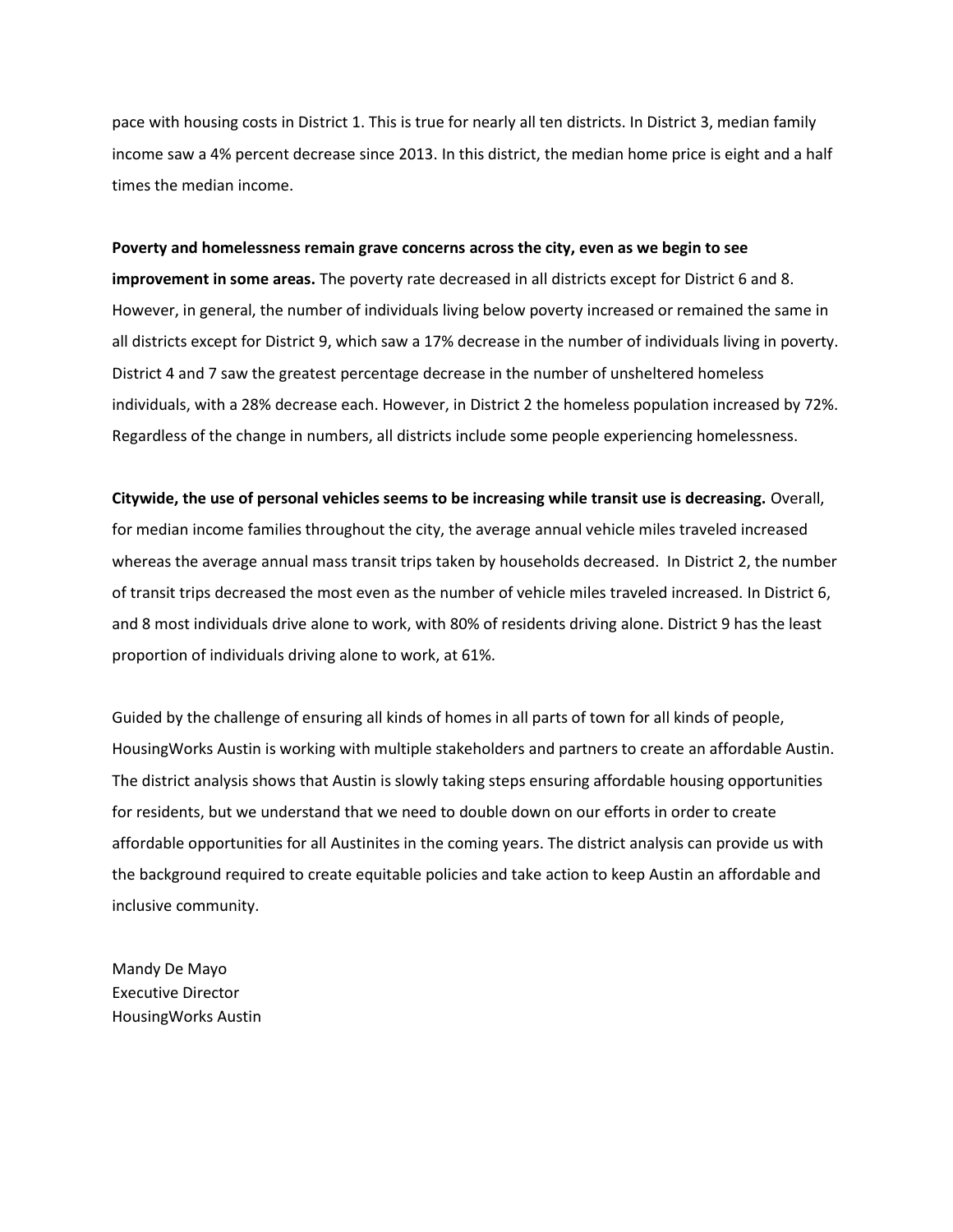pace with housing costs in District 1. This is true for nearly all ten districts. In District 3, median family income saw a 4% percent decrease since 2013. In this district, the median home price is eight and a half times the median income.

**Poverty and homelessness remain grave concerns across the city, even as we begin to see improvement in some areas.** The poverty rate decreased in all districts except for District 6 and 8. However, in general, the number of individuals living below poverty increased or remained the same in all districts except for District 9, which saw a 17% decrease in the number of individuals living in poverty. District 4 and 7 saw the greatest percentage decrease in the number of unsheltered homeless individuals, with a 28% decrease each. However, in District 2 the homeless population increased by 72%. Regardless of the change in numbers, all districts include some people experiencing homelessness.

**Citywide, the use of personal vehicles seems to be increasing while transit use is decreasing.** Overall, for median income families throughout the city, the average annual vehicle miles traveled increased whereas the average annual mass transit trips taken by households decreased. In District 2, the number of transit trips decreased the most even as the number of vehicle miles traveled increased. In District 6, and 8 most individuals drive alone to work, with 80% of residents driving alone. District 9 has the least proportion of individuals driving alone to work, at 61%.

Guided by the challenge of ensuring all kinds of homes in all parts of town for all kinds of people, HousingWorks Austin is working with multiple stakeholders and partners to create an affordable Austin. The district analysis shows that Austin is slowly taking steps ensuring affordable housing opportunities for residents, but we understand that we need to double down on our efforts in order to create affordable opportunities for all Austinites in the coming years. The district analysis can provide us with the background required to create equitable policies and take action to keep Austin an affordable and inclusive community.

Mandy De Mayo
Executive Director
HousingWorks Austin